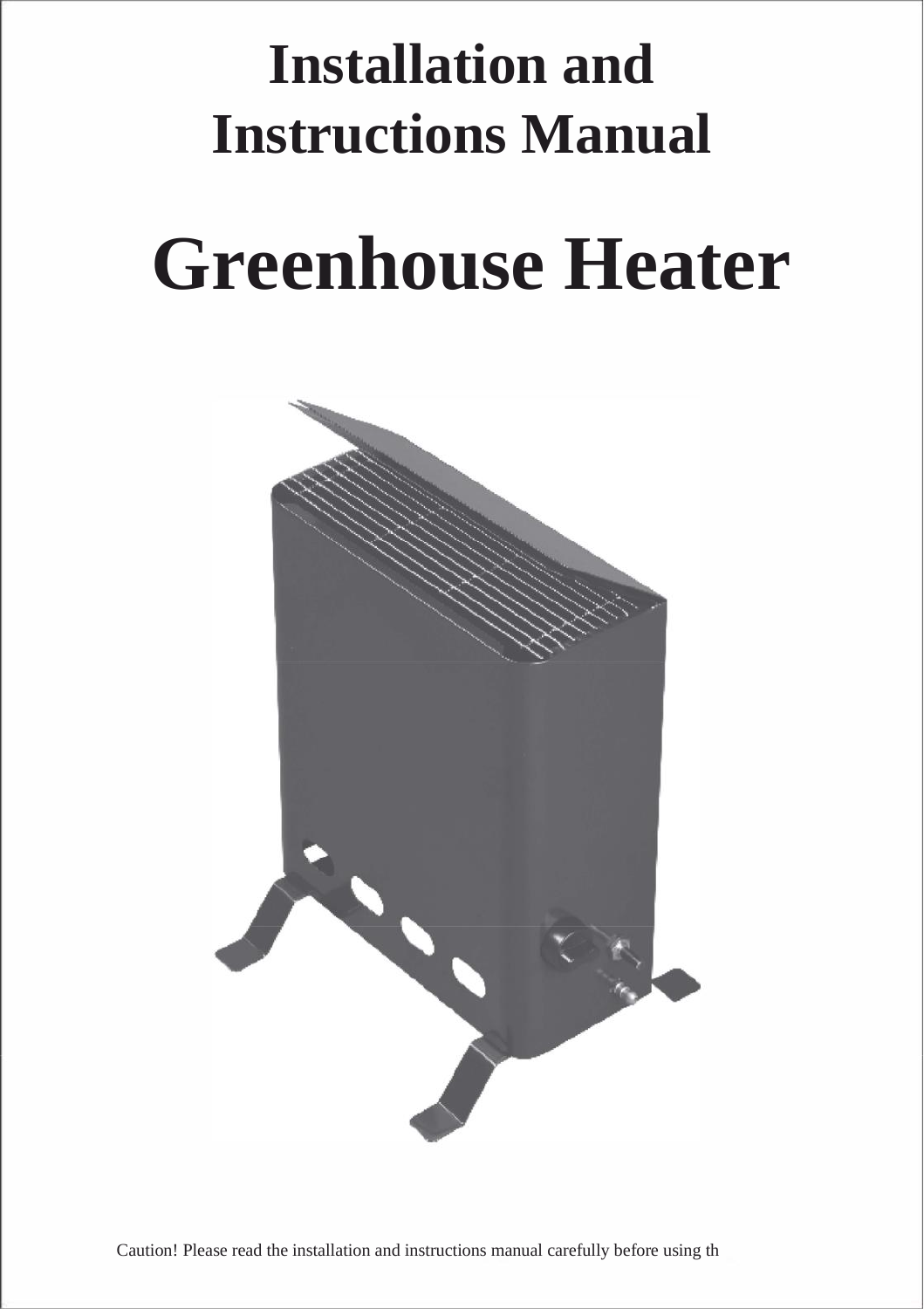# Installation and Instructions Manual

# Greenhouse Heater

Caution! Please read the installation and instructions manual carefully before using th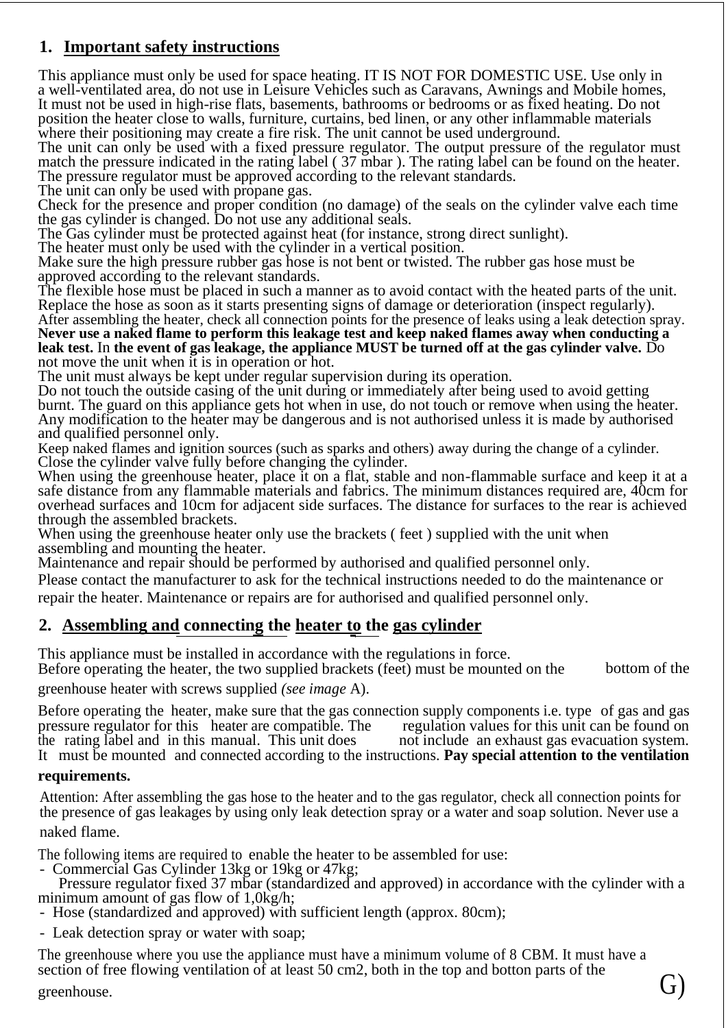## 1. Important safety instructions

This appliance must only be used for space heating. IT IS NOT FOR DOMESTIC USE. Use only in a well-ventilated area, do not use in Leisure Vehicles such as Caravans, Awnings and Mobile homes, It must not be used in high-rise flats, basements, bathrooms or bedrooms or as fixed heating. Do not position the heater close to walls, furniture, curtains, bed linen, or any other inflammable materials where their positioning may create a fire risk. The unit cannot be used underground.
The unit can only be used with a fixed pressure regulator. The output pressure of the regulator must match the pressure indicated in the rating label ( 37 mbar ). The rating label can be found on the heater. The pressure regulator must be approved according to the relevant standards.
The unit can only be used with propane gas.
Check for the presence and proper condition (no damage) of the seals on the cylinder valve each time the gas cylinder is changed. Do not use any additional seals.
The Gas cylinder must be protected against heat (for instance, strong direct sunlight).
The heater must only be used with the cylinder in a vertical position.
Make sure the high pressure rubber gas hose is not bent or twisted. The rubber gas hose must be approved according to the relevant standards.
The flexible hose must be placed in such a manner as to avoid contact with the heated parts of the unit. Replace the hose as soon as it starts presenting signs of damage or deterioration (inspect regularly).
After assembling the heater, check all connection points for the presence of leaks using a leak detection spray. **Never use a naked flame to perform this leakage test and keep naked flames away when conducting a leak test.** In **the event of gas leakage, the appliance MUST be turned off at the gas cylinder valve.** Do not move the unit when it is in operation or hot.
The unit must always be kept under regular supervision during its operation.
Do not touch the outside casing of the unit during or immediately after being used to avoid getting burnt. The guard on this appliance gets hot when in use, do not touch or remove when using the heater. Any modification to the heater may be dangerous and is not authorised unless it is made by authorised and qualified personnel only.
Keep naked flames and ignition sources (such as sparks and others) away during the change of a cylinder. Close the cylinder valve fully before changing the cylinder.
When using the greenhouse heater, place it on a flat, stable and non-flammable surface and keep it at a safe distance from any flammable materials and fabrics. The minimum distances required are, 40cm for overhead surfaces and 10cm for adjacent side surfaces. The distance for surfaces to the rear is achieved through the assembled brackets.
When using the greenhouse heater only use the brackets ( feet ) supplied with the unit when assembling and mounting the heater.
Maintenance and repair should be performed by authorised and qualified personnel only.
Please contact the manufacturer to ask for the technical instructions needed to do the maintenance or repair the heater. Maintenance or repairs are for authorised and qualified personnel only.

## 2. Assembling and connecting the heater to the gas cylinder

This appliance must be installed in accordance with the regulations in force.
Before operating the heater, the two supplied brackets (feet) must be mounted on the bottom of the greenhouse heater with screws supplied *(see image* A).

Before operating the heater, make sure that the gas connection supply components i.e. type of gas and gas pressure regulator for this heater are compatible. The regulation values for this unit can be found on the rating label and in this manual. This unit does not include an exhaust gas evacuation system. It must be mounted and connected according to the instructions. **Pay special attention to the ventilation requirements.**

Attention: After assembling the gas hose to the heater and to the gas regulator, check all connection points for the presence of gas leakages by using only leak detection spray or a water and soap solution. Never use a naked flame.

The following items are required to enable the heater to be assembled for use:

- Commercial Gas Cylinder 13kg or 19kg or 47kg;
- Pressure regulator fixed 37 mbar (standardized and approved) in accordance with the cylinder with a minimum amount of gas flow of 1,0kg/h;
- Hose (standardized and approved) with sufficient length (approx. 80cm);
- Leak detection spray or water with soap;

The greenhouse where you use the appliance must have a minimum volume of 8 CBM. It must have a section of free flowing ventilation of at least 50 cm2, both in the top and botton parts of the greenhouse.

G)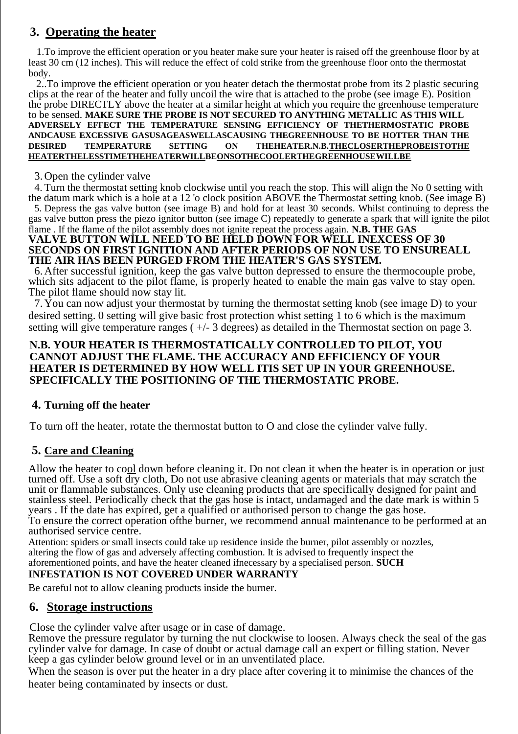## 3. Operating the heater

1. To improve the efficient operation or you heater make sure your heater is raised off the greenhouse floor by at least 30 cm (12 inches). This will reduce the effect of cold strike from the greenhouse floor onto the thermostat body.

2. .To improve the efficient operation or you heater detach the thermostat probe from its 2 plastic securing clips at the rear of the heater and fully uncoil the wire that is attached to the probe (see image E). Position the probe DIRECTLY above the heater at a similar height at which you require the greenhouse temperature to be sensed. **MAKE SURE THE PROBE IS NOT SECURED TO ANYTHING METALLIC AS THIS WILL ADVERSELY EFFECT THE TEMPERATURE SENSING EFFICIENCY OF THETHERMOSTATIC PROBE ANDCAUSE EXCESSIVE GASUSAGEASWELLASCAUSING THEGREENHOUSE TO BE HOTTER THAN THE DESIRED TEMPERATURE SETTING ON THEHEATER.N.B.<u>THECLOSERTHEPROBEISTOTHE HEATERTHELESSTIMETHEHEATERWILL</u>BE<u>ONSOTHECOOLERTHEGREENHOUSEWILLBE</u>**

3. Open the cylinder valve

4. Turn the thermostat setting knob clockwise until you reach the stop. This will align the No 0 setting with the datum mark which is a hole at a 12 'o clock position ABOVE the Thermostat setting knob. (See image B)

5. Depress the gas valve button (see image B) and hold for at least 30 seconds. Whilst continuing to depress the gas valve button press the piezo ignitor button (see image C) repeatedly to generate a spark that will ignite the pilot flame . If the flame of the pilot assembly does not ignite repeat the process again. **N.B. THE GAS VALVE BUTTON WILL NEED TO BE HELD DOWN FOR WELL INEXCESS OF 30 SECONDS ON FIRST IGNITION AND AFTER PERIODS OF NON USE TO ENSUREALL THE AIR HAS BEEN PURGED FROM THE HEATER'S GAS SYSTEM.**

6. After successful ignition, keep the gas valve button depressed to ensure the thermocouple probe, which sits adjacent to the pilot flame, is properly heated to enable the main gas valve to stay open. The pilot flame should now stay lit.

7. You can now adjust your thermostat by turning the thermostat setting knob (see image D) to your desired setting. 0 setting will give basic frost protection whist setting 1 to 6 which is the maximum setting will give temperature ranges ( +/- 3 degrees) as detailed in the Thermostat section on page 3.

**N.B. YOUR HEATER IS THERMOSTATICALLY CONTROLLED TO PILOT, YOU CANNOT ADJUST THE FLAME. THE ACCURACY AND EFFICIENCY OF YOUR HEATER IS DETERMINED BY HOW WELL ITIS SET UP IN YOUR GREENHOUSE. SPECIFICALLY THE POSITIONING OF THE THERMOSTATIC PROBE.**

## 4. Turning off the heater

To turn off the heater, rotate the thermostat button to O and close the cylinder valve fully.

## 5. Care and Cleaning

Allow the heater to cool down before cleaning it. Do not clean it when the heater is in operation or just turned off. Use a soft dry cloth, Do not use abrasive cleaning agents or materials that may scratch the unit or flammable substances. Only use cleaning products that are specifically designed for paint and stainless steel. Periodically check that the gas hose is intact, undamaged and the date mark is within 5 years . If the date has expired, get a qualified or authorised person to change the gas hose.
To ensure the correct operation ofthe burner, we recommend annual maintenance to be performed at an authorised service centre.

Attention: spiders or small insects could take up residence inside the burner, pilot assembly or nozzles, altering the flow of gas and adversely affecting combustion. It is advised to frequently inspect the aforementioned points, and have the heater cleaned ifnecessary by a specialised person. **SUCH INFESTATION IS NOT COVERED UNDER WARRANTY**

Be careful not to allow cleaning products inside the burner.

## 6. Storage instructions

Close the cylinder valve after usage or in case of damage.
Remove the pressure regulator by turning the nut clockwise to loosen. Always check the seal of the gas cylinder valve for damage. In case of doubt or actual damage call an expert or filling station. Never keep a gas cylinder below ground level or in an unventilated place.
When the season is over put the heater in a dry place after covering it to minimise the chances of the heater being contaminated by insects or dust.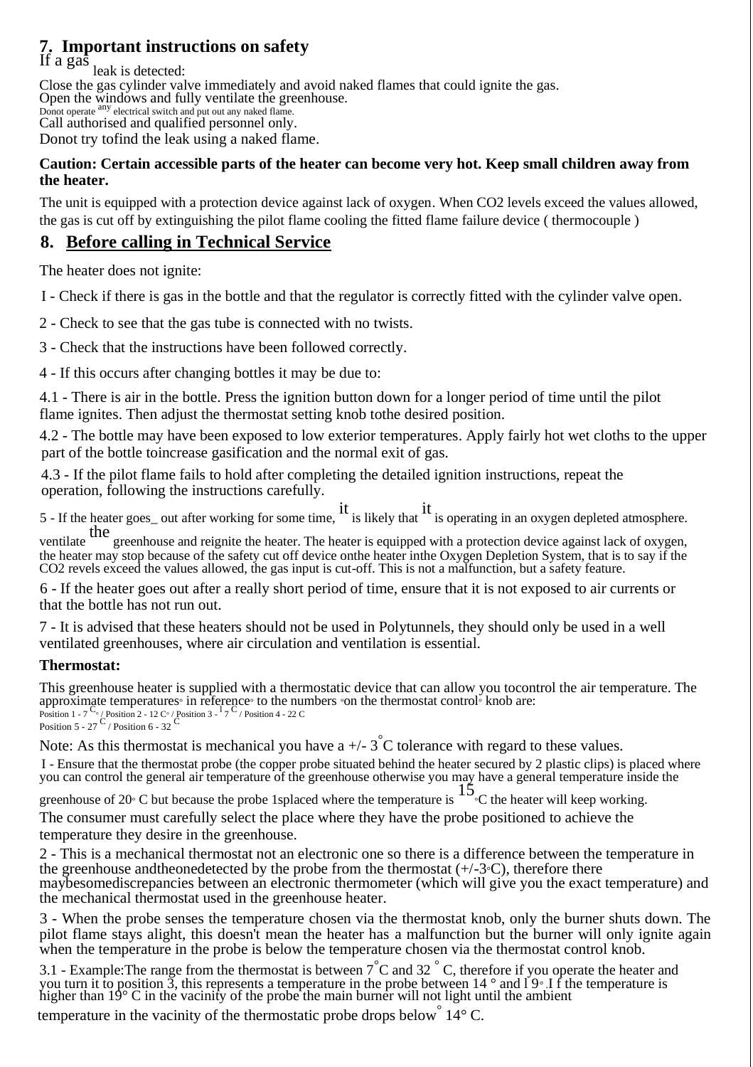## 7. Important instructions on safety

If a gas leak is detected:

Close the gas cylinder valve immediately and avoid naked flames that could ignite the gas.
Open the windows and fully ventilate the greenhouse.
Donot operate any electrical switch and put out any naked flame.
Call authorised and qualified personnel only.
Donot try tofind the leak using a naked flame.

**Caution: Certain accessible parts of the heater can become very hot. Keep small children away from the heater.**

The unit is equipped with a protection device against lack of oxygen. When CO2 levels exceed the values allowed, the gas is cut off by extinguishing the pilot flame cooling the fitted flame failure device ( thermocouple )

## 8. Before calling in Technical Service

The heater does not ignite:

I - Check if there is gas in the bottle and that the regulator is correctly fitted with the cylinder valve open.

2 - Check to see that the gas tube is connected with no twists.

3 - Check that the instructions have been followed correctly.

4 - If this occurs after changing bottles it may be due to:

4.1 - There is air in the bottle. Press the ignition button down for a longer period of time until the pilot flame ignites. Then adjust the thermostat setting knob tothe desired position.

4.2 - The bottle may have been exposed to low exterior temperatures. Apply fairly hot wet cloths to the upper part of the bottle toincrease gasification and the normal exit of gas.

4.3 - If the pilot flame fails to hold after completing the detailed ignition instructions, repeat the operation, following the instructions carefully.

5 - If the heater goes_ out after working for some time, it is likely that it is operating in an oxygen depleted atmosphere. ventilate the greenhouse and reignite the heater. The heater is equipped with a protection device against lack of oxygen, the heater may stop because of the safety cut off device onthe heater inthe Oxygen Depletion System, that is to say if the CO2 revels exceed the values allowed, the gas input is cut-off. This is not a malfunction, but a safety feature.

6 - If the heater goes out after a really short period of time, ensure that it is not exposed to air currents or that the bottle has not run out.

7 - It is advised that these heaters should not be used in Polytunnels, they should only be used in a well ventilated greenhouses, where air circulation and ventilation is essential.

**Thermostat:**

This greenhouse heater is supplied with a thermostatic device that can allow you tocontrol the air temperature. The approximate temperatures◦ in reference◦ to the numbers ◦on the thermostat control◦ knob are:
Position 1 - 7 C◦ / Position 2 - 12 C◦ / Position 3 - 17 C / Position 4 - 22 C
Position 5 - 27 C / Position 6 - 32 C

Note: As this thermostat is mechanical you have a +/- 3°C tolerance with regard to these values.

I - Ensure that the thermostat probe (the copper probe situated behind the heater secured by 2 plastic clips) is placed where you can control the general air temperature of the greenhouse otherwise you may have a general temperature inside the greenhouse of 20◦ C but because the probe 1splaced where the temperature is 15◦C the heater will keep working.
The consumer must carefully select the place where they have the probe positioned to achieve the temperature they desire in the greenhouse.

2 - This is a mechanical thermostat not an electronic one so there is a difference between the temperature in the greenhouse andtheonedetected by the probe from the thermostat (+/-3◦C), therefore there maybesomediscrepancies between an electronic thermometer (which will give you the exact temperature) and the mechanical thermostat used in the greenhouse heater.

3 - When the probe senses the temperature chosen via the thermostat knob, only the burner shuts down. The pilot flame stays alight, this doesn't mean the heater has a malfunction but the burner will only ignite again when the temperature in the probe is below the temperature chosen via the thermostat control knob.

3.1 - Example:The range from the thermostat is between 7°C and 32 ° C, therefore if you operate the heater and you turn it to position 3, this represents a temperature in the probe between 14 ° and l 9◦ .I f the temperature is higher than 19° C in the vacinity of the probe the main burner will not light until the ambient temperature in the vacinity of the thermostatic probe drops below 14° C.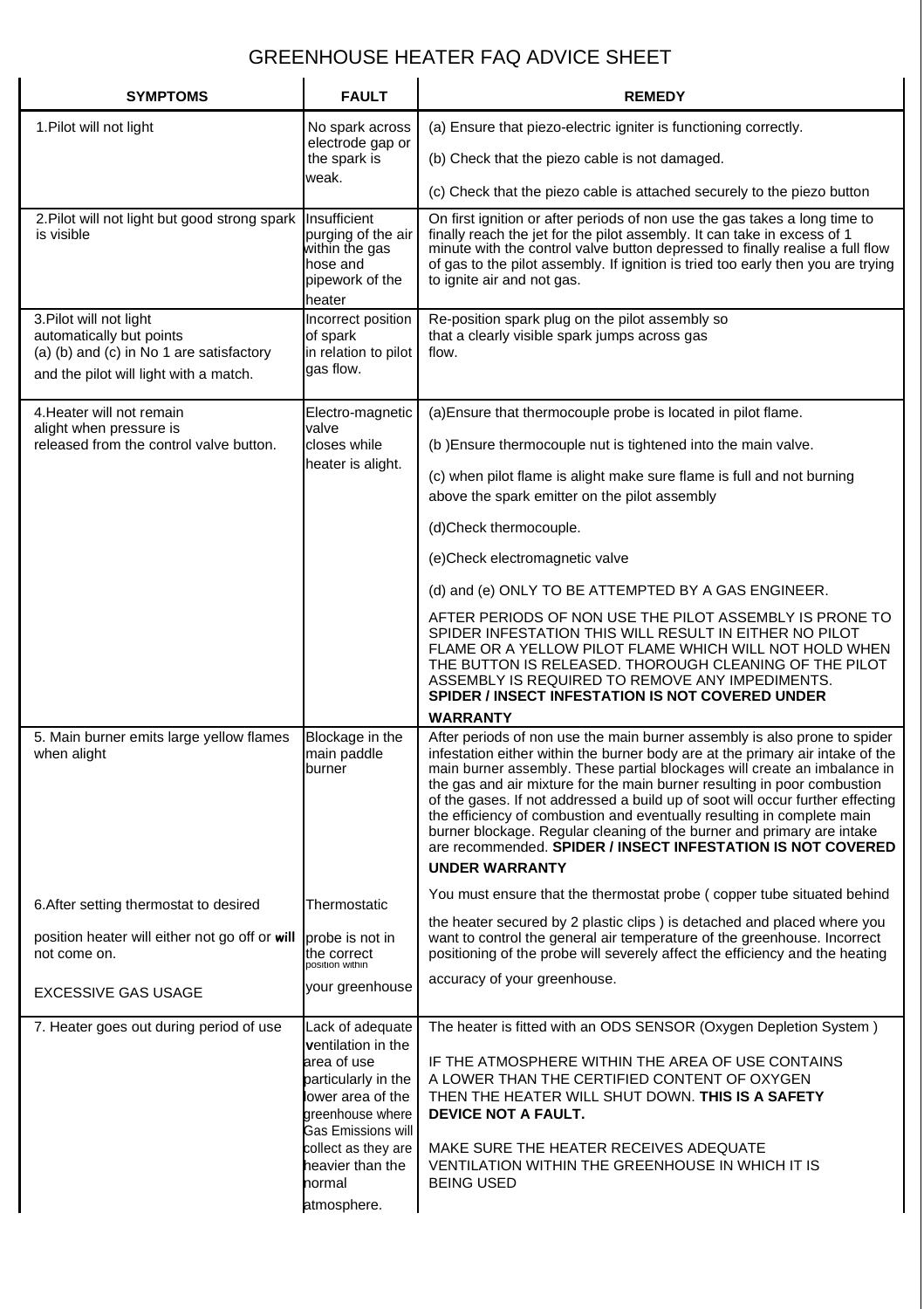# GREENHOUSE HEATER FAQ ADVICE SHEET

| SYMPTOMS | FAULT | REMEDY |
|---|---|---|
| 1.Pilot will not light | No spark across electrode gap or the spark is weak. | (a) Ensure that piezo-electric igniter is functioning correctly.<br><br>(b) Check that the piezo cable is not damaged.<br><br>(c) Check that the piezo cable is attached securely to the piezo button |
| 2.Pilot will not light but good strong spark is visible | Insufficient purging of the air within the gas hose and pipework of the heater | On first ignition or after periods of non use the gas takes a long time to finally reach the jet for the pilot assembly. It can take in excess of 1 minute with the control valve button depressed to finally realise a full flow of gas to the pilot assembly. If ignition is tried too early then you are trying to ignite air and not gas. |
| 3.Pilot will not light automatically but points (a) (b) and (c) in No 1 are satisfactory and the pilot will light with a match. | Incorrect position of spark in relation to pilot gas flow. | Re-position spark plug on the pilot assembly so that a clearly visible spark jumps across gas flow. |
| 4.Heater will not remain alight when pressure is released from the control valve button. | Electro-magnetic valve closes while heater is alight. | (a)Ensure that thermocouple probe is located in pilot flame.<br><br>(b )Ensure thermocouple nut is tightened into the main valve.<br><br>(c) when pilot flame is alight make sure flame is full and not burning above the spark emitter on the pilot assembly<br><br>(d)Check thermocouple.<br><br>(e)Check electromagnetic valve<br><br>(d) and (e) ONLY TO BE ATTEMPTED BY A GAS ENGINEER.<br><br>AFTER PERIODS OF NON USE THE PILOT ASSEMBLY IS PRONE TO SPIDER INFESTATION THIS WILL RESULT IN EITHER NO PILOT FLAME OR A YELLOW PILOT FLAME WHICH WILL NOT HOLD WHEN THE BUTTON IS RELEASED. THOROUGH CLEANING OF THE PILOT ASSEMBLY IS REQUIRED TO REMOVE ANY IMPEDIMENTS. **SPIDER / INSECT INFESTATION IS NOT COVERED UNDER WARRANTY** |
| 5. Main burner emits large yellow flames when alight | Blockage in the main paddle burner | After periods of non use the main burner assembly is also prone to spider infestation either within the burner body are at the primary air intake of the main burner assembly. These partial blockages will create an imbalance in the gas and air mixture for the main burner resulting in poor combustion of the gases. If not addressed a build up of soot will occur further effecting the efficiency of combustion and eventually resulting in complete main burner blockage. Regular cleaning of the burner and primary are intake are recommended. **SPIDER / INSECT INFESTATION IS NOT COVERED UNDER WARRANTY** |
| 6.After setting thermostat to desired position heater will either not go off or **will** not come on.<br><br>EXCESSIVE GAS USAGE | Thermostatic probe is not in the correct position within your greenhouse | You must ensure that the thermostat probe ( copper tube situated behind the heater secured by 2 plastic clips ) is detached and placed where you want to control the general air temperature of the greenhouse. Incorrect positioning of the probe will severely affect the efficiency and the heating accuracy of your greenhouse. |
| 7. Heater goes out during period of use | Lack of adequate **v**entilation in the area of use particularly in the lower area of the greenhouse where Gas Emissions will collect as they are heavier than the normal atmosphere. | The heater is fitted with an ODS SENSOR (Oxygen Depletion System )<br><br>IF THE ATMOSPHERE WITHIN THE AREA OF USE CONTAINS A LOWER THAN THE CERTIFIED CONTENT OF OXYGEN THEN THE HEATER WILL SHUT DOWN. **THIS IS A SAFETY DEVICE NOT A FAULT.**<br><br>MAKE SURE THE HEATER RECEIVES ADEQUATE VENTILATION WITHIN THE GREENHOUSE IN WHICH IT IS BEING USED |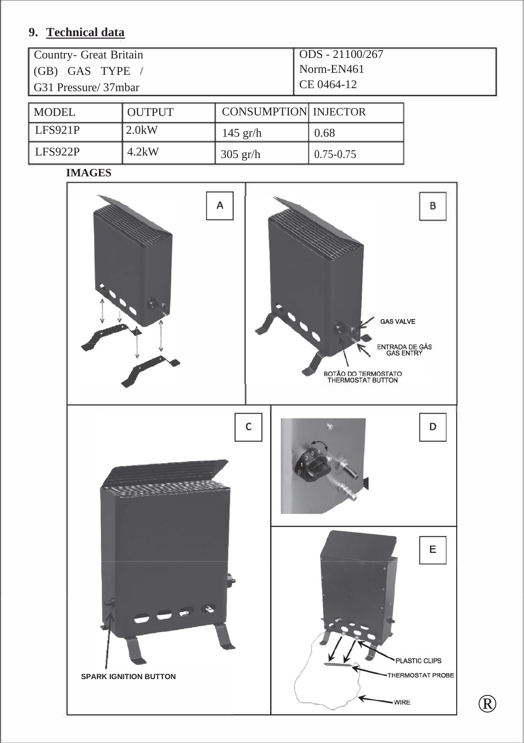## 9. Technical data

| Country- Great Britain (GB) GAS TYPE / G31 Pressure/ 37mbar | ODS - 21100/267 Norm-EN461 CE 0464-12 |
| --- | --- |

| MODEL | OUTPUT | CONSUMPTION | INJECTOR |
| --- | --- | --- | --- |
| LFS921P | 2.0kW | 145 gr/h | 0.68 |
| LFS922P | 4.2kW | 305 gr/h | 0.75-0.75 |

**IMAGES**

A

B

GAS VALVE

ENTRADA DE GÁS
GAS ENTRY

BOTÃO DO TERMOSTATO
THERMOSTAT BUTTON

C

SPARK IGNITION BUTTON

D

E

PLASTIC CLIPS

THERMOSTAT PROBE

WIRE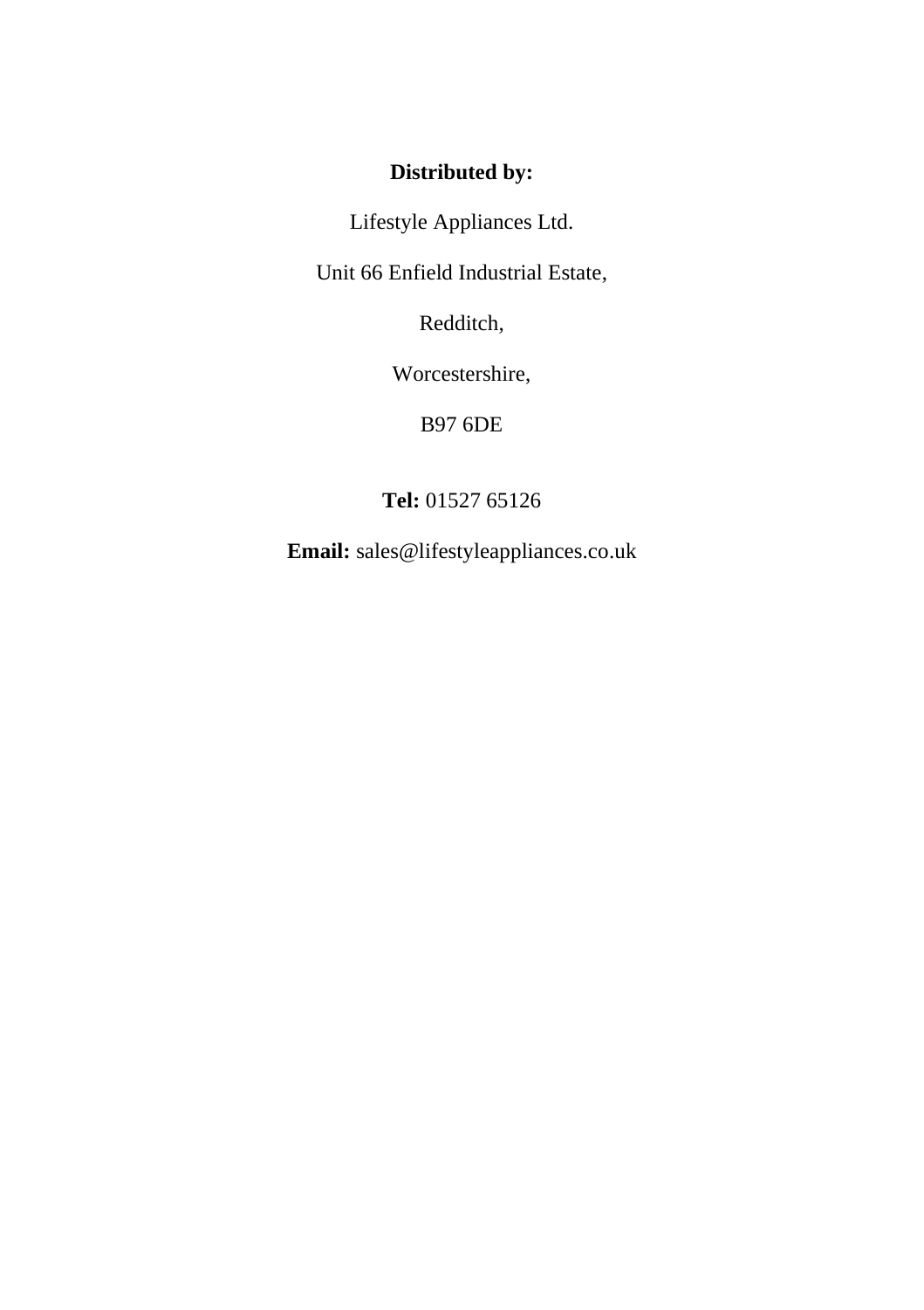**Distributed by:**

Lifestyle Appliances Ltd.

Unit 66 Enfield Industrial Estate,

Redditch,

Worcestershire,

B97 6DE

**Tel:** 01527 65126

**Email:** sales@lifestyleappliances.co.uk